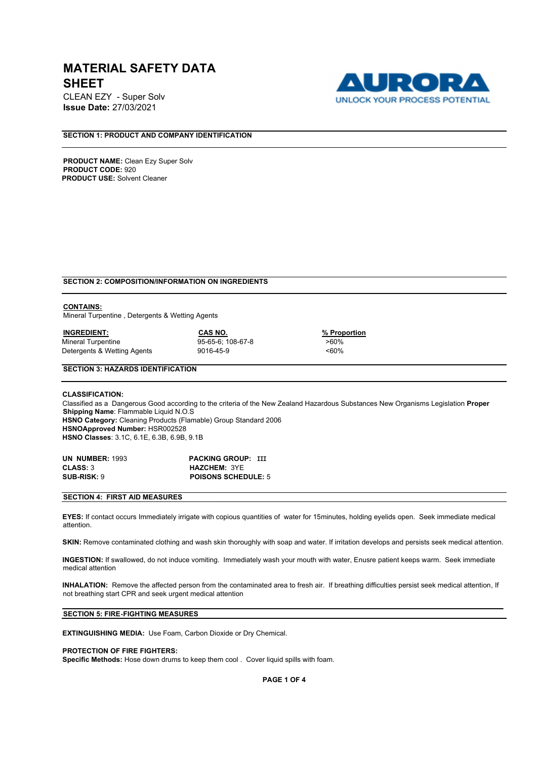# MATERIAL SAFETY DATA SHEET

CLEAN EZY - Super Solv

**Issue Date:** 27/03/2021

AURORA

UNLOCK YOUR PROCESS POTENTIAL

## SECTION 1: PRODUCT AND COMPANY IDENTIFICATION

**PRODUCT NAME:** Clean Ezy Super Solv
**PRODUCT CODE:** 920
**PRODUCT USE:** Solvent Cleaner

## SECTION 2: COMPOSITION/INFORMATION ON INGREDIENTS

**CONTAINS:**
Mineral Turpentine , Detergents & Wetting Agents

| INGREDIENT: | CAS NO. | % Proportion |
|---|---|---|
| Mineral Turpentine | 95-65-6; 108-67-8 | >60% |
| Detergents & Wetting Agents | 9016-45-9 | <60% |

## SECTION 3: HAZARDS IDENTIFICATION

**CLASSIFICATION:**
Classified as a Dangerous Good according to the criteria of the New Zealand Hazardous Substances New Organisms Legislation **Proper Shipping Name**: Flammable Liquid N.O.S
**HSNO Category:** Cleaning Products (Flamable) Group Standard 2006
**HSNOApproved Number:** HSR002528
**HSNO Classes**: 3.1C, 6.1E, 6.3B, 6.9B, 9.1B

**UN NUMBER:** 1993
**CLASS:** 3
**SUB-RISK:** 9
**PACKING GROUP:** III
**HAZCHEM:** 3YE
**POISONS SCHEDULE:** 5

## SECTION 4: FIRST AID MEASURES

**EYES:** If contact occurs Immediately irrigate with copious quantities of water for 15minutes, holding eyelids open. Seek immediate medical attention.

**SKIN:** Remove contaminated clothing and wash skin thoroughly with soap and water. If irritation develops and persists seek medical attention.

**INGESTION:** If swallowed, do not induce vomiting. Immediately wash your mouth with water, Enusre patient keeps warm. Seek immediate medical attention

**INHALATION:** Remove the affected person from the contaminated area to fresh air. If breathing difficulties persist seek medical attention, If not breathing start CPR and seek urgent medical attention

## SECTION 5: FIRE-FIGHTING MEASURES

**EXTINGUISHING MEDIA:** Use Foam, Carbon Dioxide or Dry Chemical.

**PROTECTION OF FIRE FIGHTERS:**
**Specific Methods:** Hose down drums to keep them cool . Cover liquid spills with foam.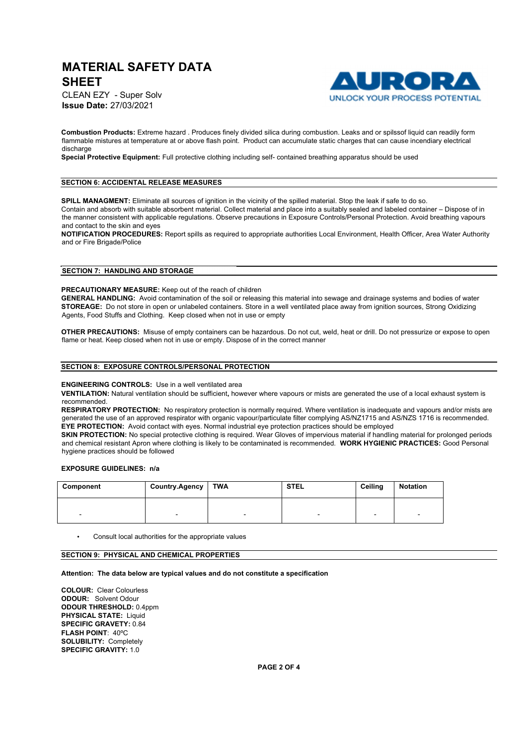# MATERIAL SAFETY DATA SHEET

CLEAN EZY - Super Solv
**Issue Date:** 27/03/2021

**Combustion Products:** Extreme hazard . Produces finely divided silica during combustion. Leaks and or spilssof liquid can readily form flammable mistures at temperature at or above flash point. Product can accumulate static charges that can cause incendiary electrical discharge
**Special Protective Equipment:** Full protective clothing including self- contained breathing apparatus should be used

## SECTION 6: ACCIDENTAL RELEASE MEASURES

**SPILL MANAGMENT:** Eliminate all sources of ignition in the vicinity of the spilled material. Stop the leak if safe to do so.
Contain and absorb with suitable absorbent material. Collect material and place into a suitably sealed and labeled container – Dispose of in the manner consistent with applicable regulations. Observe precautions in Exposure Controls/Personal Protection. Avoid breathing vapours and contact to the skin and eyes
**NOTIFICATION PROCEDURES:** Report spills as required to appropriate authorities Local Environment, Health Officer, Area Water Authority and or Fire Brigade/Police

## SECTION 7: HANDLING AND STORAGE

**PRECAUTIONARY MEASURE:** Keep out of the reach of children
**GENERAL HANDLING:** Avoid contamination of the soil or releasing this material into sewage and drainage systems and bodies of water
**STOREAGE:** Do not store in open or unlabeled containers. Store in a well ventilated place away from ignition sources, Strong Oxidizing Agents, Food Stuffs and Clothing. Keep closed when not in use or empty

**OTHER PRECAUTIONS:** Misuse of empty containers can be hazardous. Do not cut, weld, heat or drill. Do not pressurize or expose to open flame or heat. Keep closed when not in use or empty. Dispose of in the correct manner

## SECTION 8: EXPOSURE CONTROLS/PERSONAL PROTECTION

**ENGINEERING CONTROLS:** Use in a well ventilated area
**VENTILATION:** Natural ventilation should be sufficient**,** however where vapours or mists are generated the use of a local exhaust system is recommended.
**RESPIRATORY PROTECTION:** No respiratory protection is normally required. Where ventilation is inadequate and vapours and/or mists are generated the use of an approved respirator with organic vapour/particulate filter complying AS/NZ1715 and AS/NZS 1716 is recommended.
**EYE PROTECTION:** Avoid contact with eyes. Normal industrial eye protection practices should be employed
**SKIN PROTECTION:** No special protective clothing is required. Wear Gloves of impervious material if handling material for prolonged periods and chemical resistant Apron where clothing is likely to be contaminated is recommended. **WORK HYGIENIC PRACTICES:** Good Personal hygiene practices should be followed

**EXPOSURE GUIDELINES: n/a**

| Component | Country.Agency | TWA | STEL | Ceiling | Notation |
|---|---|---|---|---|---|
| - | - | - | - | - | - |

- Consult local authorities for the appropriate values

## SECTION 9: PHYSICAL AND CHEMICAL PROPERTIES

**Attention: The data below are typical values and do not constitute a specification**

**COLOUR:** Clear Colourless
**ODOUR:** Solvent Odour
**ODOUR THRESHOLD:** 0.4ppm
**PHYSICAL STATE:** Liquid
**SPECIFIC GRAVETY:** 0.84
**FLASH POINT**: 40ºC
**SOLUBILITY:** Completely
**SPECIFIC GRAVITY:** 1.0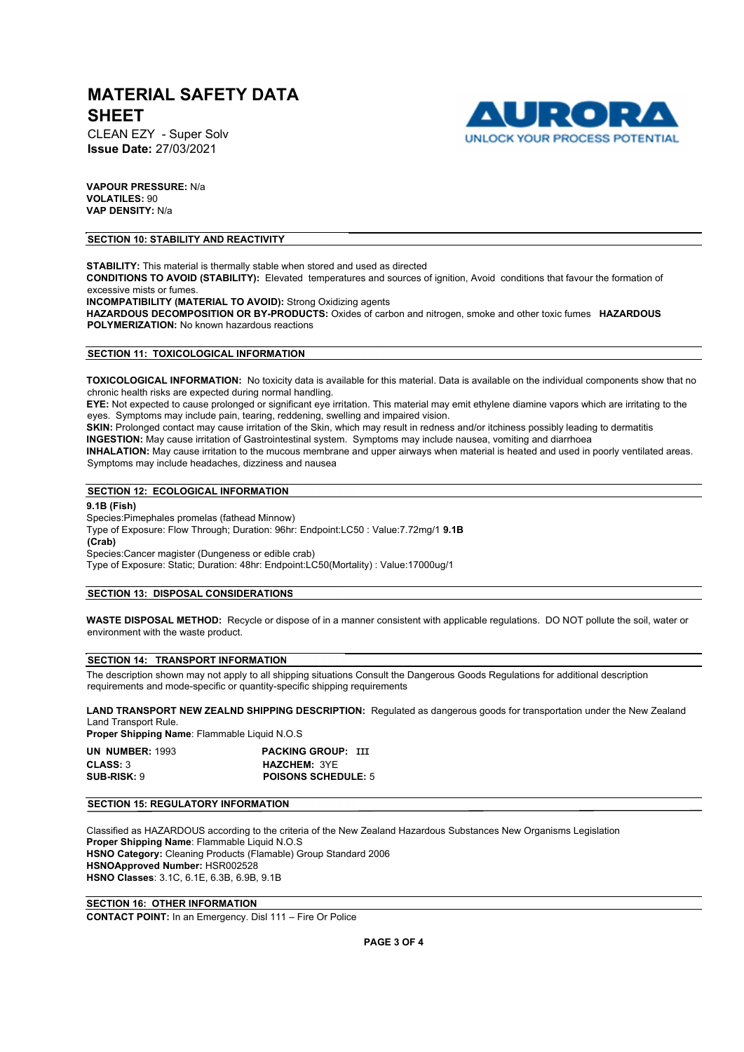**VAPOUR PRESSURE:** N/a
**VOLATILES:** 90
**VAP DENSITY:** N/a

## SECTION 10: STABILITY AND REACTIVITY

**STABILITY:** This material is thermally stable when stored and used as directed
**CONDITIONS TO AVOID (STABILITY):** Elevated temperatures and sources of ignition, Avoid conditions that favour the formation of excessive mists or fumes.
**INCOMPATIBILITY (MATERIAL TO AVOID):** Strong Oxidizing agents
**HAZARDOUS DECOMPOSITION OR BY-PRODUCTS:** Oxides of carbon and nitrogen, smoke and other toxic fumes **HAZARDOUS POLYMERIZATION:** No known hazardous reactions

## SECTION 11: TOXICOLOGICAL INFORMATION

**TOXICOLOGICAL INFORMATION:** No toxicity data is available for this material. Data is available on the individual components show that no chronic health risks are expected during normal handling.
**EYE:** Not expected to cause prolonged or significant eye irritation. This material may emit ethylene diamine vapors which are irritating to the eyes. Symptoms may include pain, tearing, reddening, swelling and impaired vision.
**SKIN:** Prolonged contact may cause irritation of the Skin, which may result in redness and/or itchiness possibly leading to dermatitis
**INGESTION:** May cause irritation of Gastrointestinal system. Symptoms may include nausea, vomiting and diarrhoea
**INHALATION:** May cause irritation to the mucous membrane and upper airways when material is heated and used in poorly ventilated areas. Symptoms may include headaches, dizziness and nausea

## SECTION 12: ECOLOGICAL INFORMATION

**9.1B (Fish)**
Species:Pimephales promelas (fathead Minnow)
Type of Exposure: Flow Through; Duration: 96hr: Endpoint:LC50 : Value:7.72mg/1 **9.1B (Crab)**
Species:Cancer magister (Dungeness or edible crab)
Type of Exposure: Static; Duration: 48hr: Endpoint:LC50(Mortality) : Value:17000ug/1

## SECTION 13: DISPOSAL CONSIDERATIONS

**WASTE DISPOSAL METHOD:** Recycle or dispose of in a manner consistent with applicable regulations. DO NOT pollute the soil, water or environment with the waste product.

## SECTION 14: TRANSPORT INFORMATION

The description shown may not apply to all shipping situations Consult the Dangerous Goods Regulations for additional description requirements and mode-specific or quantity-specific shipping requirements

**LAND TRANSPORT NEW ZEALND SHIPPING DESCRIPTION:** Regulated as dangerous goods for transportation under the New Zealand Land Transport Rule.
**Proper Shipping Name**: Flammable Liquid N.O.S

**UN NUMBER:** 1993
**CLASS:** 3
**SUB-RISK:** 9
**PACKING GROUP:** III
**HAZCHEM:** 3YE
**POISONS SCHEDULE:** 5

## SECTION 15: REGULATORY INFORMATION

Classified as HAZARDOUS according to the criteria of the New Zealand Hazardous Substances New Organisms Legislation
**Proper Shipping Name**: Flammable Liquid N.O.S
**HSNO Category:** Cleaning Products (Flamable) Group Standard 2006
**HSNOApproved Number:** HSR002528
**HSNO Classes**: 3.1C, 6.1E, 6.3B, 6.9B, 9.1B

## SECTION 16: OTHER INFORMATION

**CONTACT POINT:** In an Emergency. Disl 111 – Fire Or Police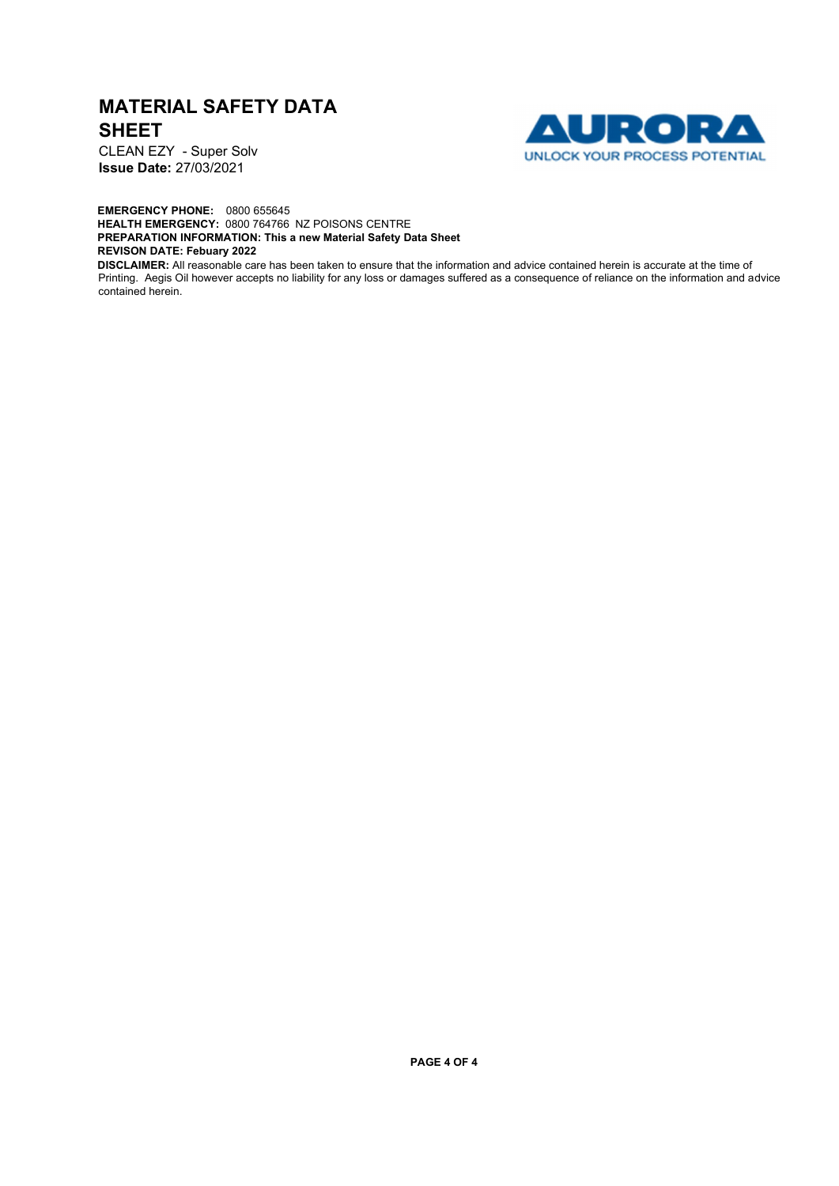# MATERIAL SAFETY DATA SHEET

CLEAN EZY - Super Solv

**Issue Date:** 27/03/2021

**EMERGENCY PHONE:** 0800 655645

**HEALTH EMERGENCY:** 0800 764766 NZ POISONS CENTRE

**PREPARATION INFORMATION: This a new Material Safety Data Sheet**

**REVISON DATE: Febuary 2022**

**DISCLAIMER:** All reasonable care has been taken to ensure that the information and advice contained herein is accurate at the time of Printing. Aegis Oil however accepts no liability for any loss or damages suffered as a consequence of reliance on the information and advice contained herein.